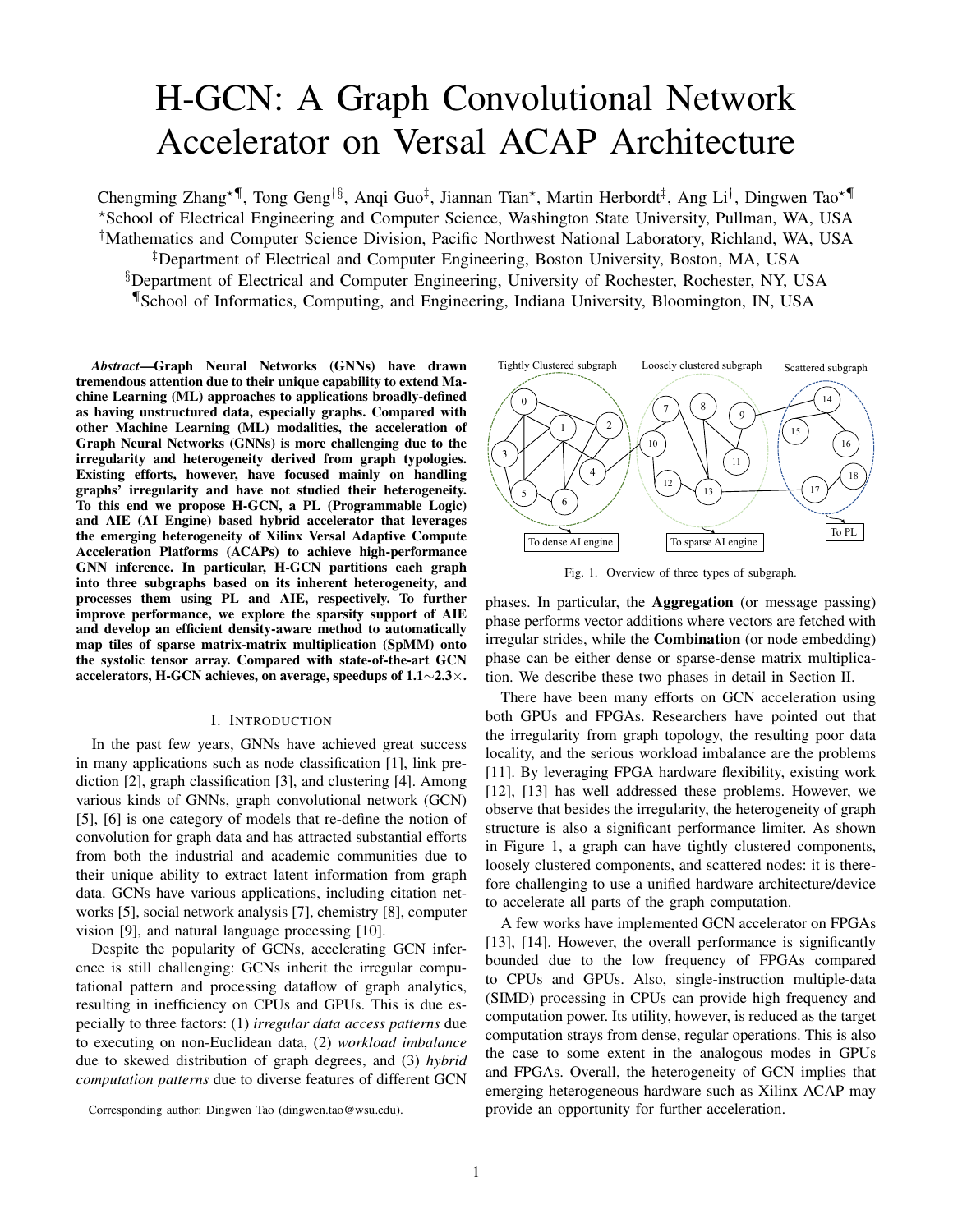# H-GCN: A Graph Convolutional Network Accelerator on Versal ACAP Architecture

Chengming Zhang*¶, Tong Geng†§, Anqi Guo‡, Jiannan Tian*, Martin Herbordt‡, Ang Li†, Dingwen Tao*¶

*School of Electrical Engineering and Computer Science, Washington State University, Pullman, WA, USA

†Mathematics and Computer Science Division, Pacific Northwest National Laboratory, Richland, WA, USA

‡Department of Electrical and Computer Engineering, Boston University, Boston, MA, USA

§Department of Electrical and Computer Engineering, University of Rochester, Rochester, NY, USA

¶School of Informatics, Computing, and Engineering, Indiana University, Bloomington, IN, USA

***Abstract*—Graph Neural Networks (GNNs) have drawn tremendous attention due to their unique capability to extend Machine Learning (ML) approaches to applications broadly-defined as having unstructured data, especially graphs. Compared with other Machine Learning (ML) modalities, the acceleration of Graph Neural Networks (GNNs) is more challenging due to the irregularity and heterogeneity derived from graph typologies. Existing efforts, however, have focused mainly on handling graphs' irregularity and have not studied their heterogeneity. To this end we propose H-GCN, a PL (Programmable Logic) and AIE (AI Engine) based hybrid accelerator that leverages the emerging heterogeneity of Xilinx Versal Adaptive Compute Acceleration Platforms (ACAPs) to achieve high-performance GNN inference. In particular, H-GCN partitions each graph into three subgraphs based on its inherent heterogeneity, and processes them using PL and AIE, respectively. To further improve performance, we explore the sparsity support of AIE and develop an efficient density-aware method to automatically map tiles of sparse matrix-matrix multiplication (SpMM) onto the systolic tensor array. Compared with state-of-the-art GCN accelerators, H-GCN achieves, on average, speedups of 1.1∼2.3×.**

## I. Introduction

In the past few years, GNNs have achieved great success in many applications such as node classification [1], link prediction [2], graph classification [3], and clustering [4]. Among various kinds of GNNs, graph convolutional network (GCN) [5], [6] is one category of models that re-define the notion of convolution for graph data and has attracted substantial efforts from both the industrial and academic communities due to their unique ability to extract latent information from graph data. GCNs have various applications, including citation networks [5], social network analysis [7], chemistry [8], computer vision [9], and natural language processing [10].

Despite the popularity of GCNs, accelerating GCN inference is still challenging: GCNs inherit the irregular computational pattern and processing dataflow of graph analytics, resulting in inefficiency on CPUs and GPUs. This is due especially to three factors: (1) *irregular data access patterns* due to executing on non-Euclidean data, (2) *workload imbalance* due to skewed distribution of graph degrees, and (3) *hybrid computation patterns* due to diverse features of different GCN phases. In particular, the **Aggregation** (or message passing) phase performs vector additions where vectors are fetched with irregular strides, while the **Combination** (or node embedding) phase can be either dense or sparse-dense matrix multiplication. We describe these two phases in detail in Section II.

Tightly Clustered subgraph

Loosely clustered subgraph

Scattered subgraph

To dense AI engine

To sparse AI engine

To PL

Fig. 1. Overview of three types of subgraph.

There have been many efforts on GCN acceleration using both GPUs and FPGAs. Researchers have pointed out that the irregularity from graph topology, the resulting poor data locality, and the serious workload imbalance are the problems [11]. By leveraging FPGA hardware flexibility, existing work [12], [13] has well addressed these problems. However, we observe that besides the irregularity, the heterogeneity of graph structure is also a significant performance limiter. As shown in Figure 1, a graph can have tightly clustered components, loosely clustered components, and scattered nodes: it is therefore challenging to use a unified hardware architecture/device to accelerate all parts of the graph computation.

A few works have implemented GCN accelerator on FPGAs [13], [14]. However, the overall performance is significantly bounded due to the low frequency of FPGAs compared to CPUs and GPUs. Also, single-instruction multiple-data (SIMD) processing in CPUs can provide high frequency and computation power. Its utility, however, is reduced as the target computation strays from dense, regular operations. This is also the case to some extent in the analogous modes in GPUs and FPGAs. Overall, the heterogeneity of GCN implies that emerging heterogeneous hardware such as Xilinx ACAP may provide an opportunity for further acceleration.

Corresponding author: Dingwen Tao (dingwen.tao@wsu.edu).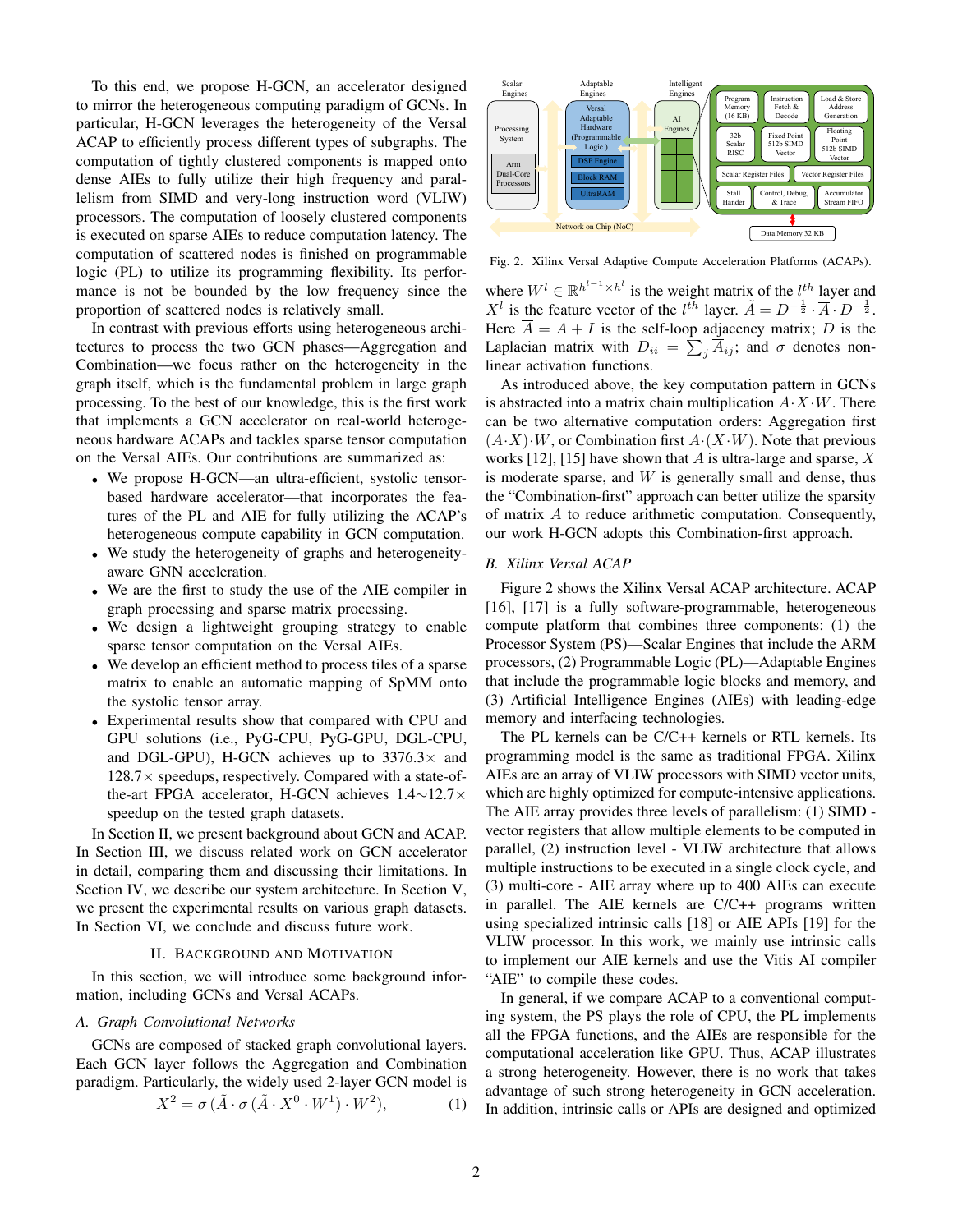To this end, we propose H-GCN, an accelerator designed to mirror the heterogeneous computing paradigm of GCNs. In particular, H-GCN leverages the heterogeneity of the Versal ACAP to efficiently process different types of subgraphs. The computation of tightly clustered components is mapped onto dense AIEs to fully utilize their high frequency and parallelism from SIMD and very-long instruction word (VLIW) processors. The computation of loosely clustered components is executed on sparse AIEs to reduce computation latency. The computation of scattered nodes is finished on programmable logic (PL) to utilize its programming flexibility. Its performance is not be bounded by the low frequency since the proportion of scattered nodes is relatively small.

In contrast with previous efforts using heterogeneous architectures to process the two GCN phases—Aggregation and Combination—we focus rather on the heterogeneity in the graph itself, which is the fundamental problem in large graph processing. To the best of our knowledge, this is the first work that implements a GCN accelerator on real-world heterogeneous hardware ACAPs and tackles sparse tensor computation on the Versal AIEs. Our contributions are summarized as:

- We propose H-GCN—an ultra-efficient, systolic tensor-based hardware accelerator—that incorporates the features of the PL and AIE for fully utilizing the ACAP's heterogeneous compute capability in GCN computation.
- We study the heterogeneity of graphs and heterogeneity-aware GNN acceleration.
- We are the first to study the use of the AIE compiler in graph processing and sparse matrix processing.
- We design a lightweight grouping strategy to enable sparse tensor computation on the Versal AIEs.
- We develop an efficient method to process tiles of a sparse matrix to enable an automatic mapping of SpMM onto the systolic tensor array.
- Experimental results show that compared with CPU and GPU solutions (i.e., PyG-CPU, PyG-GPU, DGL-CPU, and DGL-GPU), H-GCN achieves up to 3376.3× and 128.7× speedups, respectively. Compared with a state-of-the-art FPGA accelerator, H-GCN achieves 1.4∼12.7× speedup on the tested graph datasets.

In Section II, we present background about GCN and ACAP. In Section III, we discuss related work on GCN accelerator in detail, comparing them and discussing their limitations. In Section IV, we describe our system architecture. In Section V, we present the experimental results on various graph datasets. In Section VI, we conclude and discuss future work.

## II. Background and Motivation

In this section, we will introduce some background information, including GCNs and Versal ACAPs.

### A. Graph Convolutional Networks

GCNs are composed of stacked graph convolutional layers. Each GCN layer follows the Aggregation and Combination paradigm. Particularly, the widely used 2-layer GCN model is

$$X^2 = \sigma\,(\tilde{A} \cdot \sigma\,(\tilde{A} \cdot X^0 \cdot W^1) \cdot W^2), \tag{1}$$

Scalar Engines
Processing System
Arm Dual-Core Processors
Adaptable Engines
Versal Adaptable Hardware (Programmable Logic)
DSP Engine
Block RAM
UltraRAM
Intelligent Engines
AI Engines
Program Memory (16 KB)
Instruction Fetch & Decode
Load & Store Address Generation
32b Scalar RISC
Fixed Point 512b SIMD Vector
Floating Point 512b SIMD Vector
Scalar Register Files
Vector Register Files
Stall Hander
Control, Debug, & Trace
Accumulator Stream FIFO
Network on Chip (NoC)
Data Memory 32 KB

Fig. 2. Xilinx Versal Adaptive Compute Acceleration Platforms (ACAPs).

where $W^l \in \mathbb{R}^{h^{l-1} \times h^l}$ is the weight matrix of the $l^{th}$ layer and $X^l$ is the feature vector of the $l^{th}$ layer. $\tilde{A} = D^{-\frac{1}{2}} \cdot \overline{A} \cdot D^{-\frac{1}{2}}$. Here $\overline{A} = A + I$ is the self-loop adjacency matrix; $D$ is the Laplacian matrix with $D_{ii} = \sum_j \overline{A}_{ij}$; and $\sigma$ denotes non-linear activation functions.

As introduced above, the key computation pattern in GCNs is abstracted into a matrix chain multiplication $A \cdot X \cdot W$. There can be two alternative computation orders: Aggregation first $(A \cdot X) \cdot W$, or Combination first $A \cdot (X \cdot W)$. Note that previous works [12], [15] have shown that $A$ is ultra-large and sparse, $X$ is moderate sparse, and $W$ is generally small and dense, thus the "Combination-first" approach can better utilize the sparsity of matrix $A$ to reduce arithmetic computation. Consequently, our work H-GCN adopts this Combination-first approach.

### B. Xilinx Versal ACAP

Figure 2 shows the Xilinx Versal ACAP architecture. ACAP [16], [17] is a fully software-programmable, heterogeneous compute platform that combines three components: (1) the Processor System (PS)—Scalar Engines that include the ARM processors, (2) Programmable Logic (PL)—Adaptable Engines that include the programmable logic blocks and memory, and (3) Artificial Intelligence Engines (AIEs) with leading-edge memory and interfacing technologies.

The PL kernels can be C/C++ kernels or RTL kernels. Its programming model is the same as traditional FPGA. Xilinx AIEs are an array of VLIW processors with SIMD vector units, which are highly optimized for compute-intensive applications. The AIE array provides three levels of parallelism: (1) SIMD - vector registers that allow multiple elements to be computed in parallel, (2) instruction level - VLIW architecture that allows multiple instructions to be executed in a single clock cycle, and (3) multi-core - AIE array where up to 400 AIEs can execute in parallel. The AIE kernels are C/C++ programs written using specialized intrinsic calls [18] or AIE APIs [19] for the VLIW processor. In this work, we mainly use intrinsic calls to implement our AIE kernels and use the Vitis AI compiler "AIE" to compile these codes.

In general, if we compare ACAP to a conventional computing system, the PS plays the role of CPU, the PL implements all the FPGA functions, and the AIEs are responsible for the computational acceleration like GPU. Thus, ACAP illustrates a strong heterogeneity. However, there is no work that takes advantage of such strong heterogeneity in GCN acceleration. In addition, intrinsic calls or APIs are designed and optimized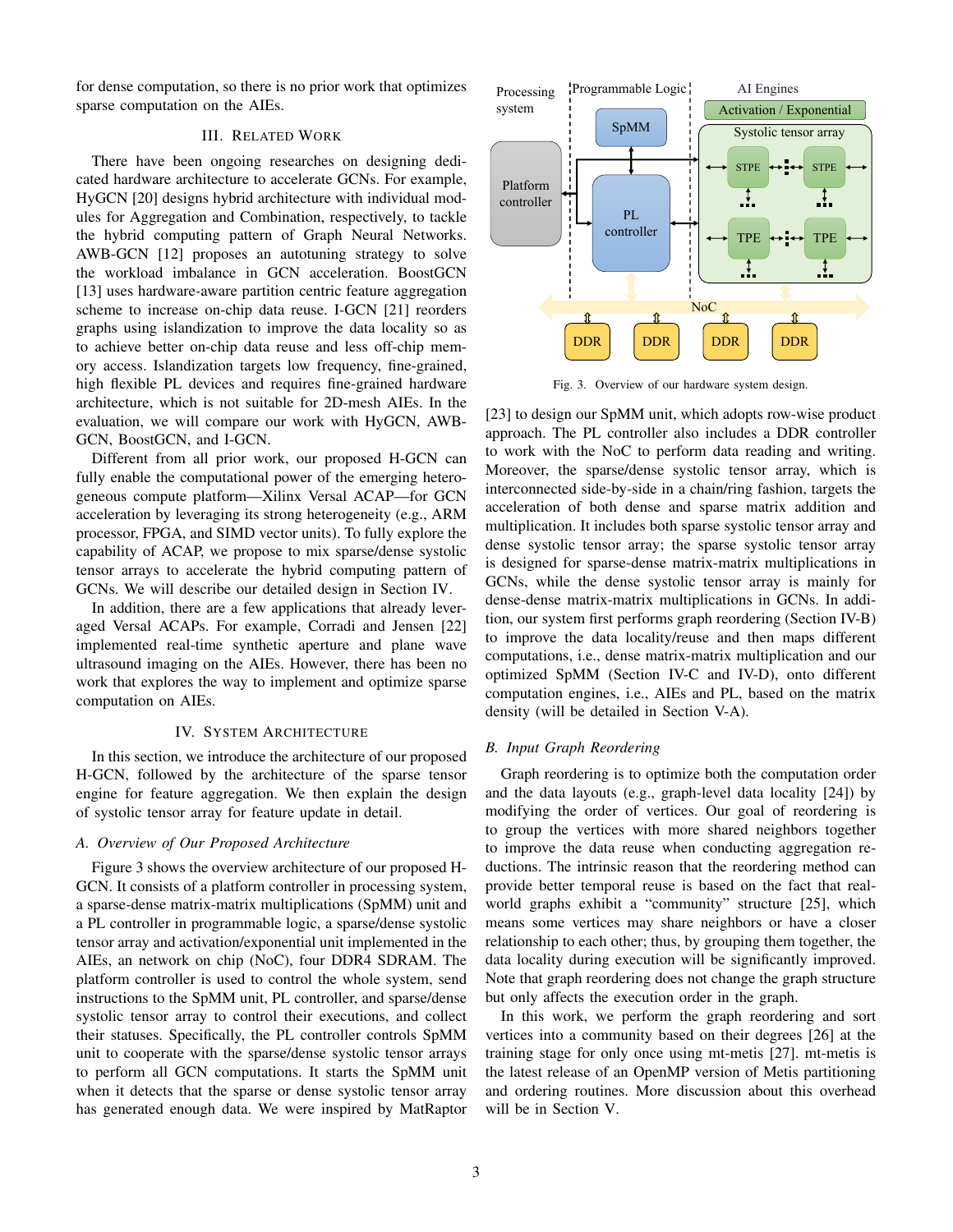for dense computation, so there is no prior work that optimizes sparse computation on the AIEs.

## III. Related Work

There have been ongoing researches on designing dedicated hardware architecture to accelerate GCNs. For example, HyGCN [20] designs hybrid architecture with individual modules for Aggregation and Combination, respectively, to tackle the hybrid computing pattern of Graph Neural Networks. AWB-GCN [12] proposes an autotuning strategy to solve the workload imbalance in GCN acceleration. BoostGCN [13] uses hardware-aware partition centric feature aggregation scheme to increase on-chip data reuse. I-GCN [21] reorders graphs using islandization to improve the data locality so as to achieve better on-chip data reuse and less off-chip memory access. Islandization targets low frequency, fine-grained, high flexible PL devices and requires fine-grained hardware architecture, which is not suitable for 2D-mesh AIEs. In the evaluation, we will compare our work with HyGCN, AWB-GCN, BoostGCN, and I-GCN.

Different from all prior work, our proposed H-GCN can fully enable the computational power of the emerging heterogeneous compute platform—Xilinx Versal ACAP—for GCN acceleration by leveraging its strong heterogeneity (e.g., ARM processor, FPGA, and SIMD vector units). To fully explore the capability of ACAP, we propose to mix sparse/dense systolic tensor arrays to accelerate the hybrid computing pattern of GCNs. We will describe our detailed design in Section IV.

In addition, there are a few applications that already leveraged Versal ACAPs. For example, Corradi and Jensen [22] implemented real-time synthetic aperture and plane wave ultrasound imaging on the AIEs. However, there has been no work that explores the way to implement and optimize sparse computation on AIEs.

## IV. System Architecture

In this section, we introduce the architecture of our proposed H-GCN, followed by the architecture of the sparse tensor engine for feature aggregation. We then explain the design of systolic tensor array for feature update in detail.

### *A. Overview of Our Proposed Architecture*

Figure 3 shows the overview architecture of our proposed H-GCN. It consists of a platform controller in processing system, a sparse-dense matrix-matrix multiplications (SpMM) unit and a PL controller in programmable logic, a sparse/dense systolic tensor array and activation/exponential unit implemented in the AIEs, an network on chip (NoC), four DDR4 SDRAM. The platform controller is used to control the whole system, send instructions to the SpMM unit, PL controller, and sparse/dense systolic tensor array to control their executions, and collect their statuses. Specifically, the PL controller controls SpMM unit to cooperate with the sparse/dense systolic tensor arrays to perform all GCN computations. It starts the SpMM unit when it detects that the sparse or dense systolic tensor array has generated enough data. We were inspired by MatRaptor

Processing system
Programmable Logic
AI Engines
Activation / Exponential
Systolic tensor array
SpMM
Platform controller
PL controller
STPE
STPE
TPE
TPE
NoC
DDR
DDR
DDR
DDR

Fig. 3. Overview of our hardware system design.

[23] to design our SpMM unit, which adopts row-wise product approach. The PL controller also includes a DDR controller to work with the NoC to perform data reading and writing. Moreover, the sparse/dense systolic tensor array, which is interconnected side-by-side in a chain/ring fashion, targets the acceleration of both dense and sparse matrix addition and multiplication. It includes both sparse systolic tensor array and dense systolic tensor array; the sparse systolic tensor array is designed for sparse-dense matrix-matrix multiplications in GCNs, while the dense systolic tensor array is mainly for dense-dense matrix-matrix multiplications in GCNs. In addition, our system first performs graph reordering (Section IV-B) to improve the data locality/reuse and then maps different computations, i.e., dense matrix-matrix multiplication and our optimized SpMM (Section IV-C and IV-D), onto different computation engines, i.e., AIEs and PL, based on the matrix density (will be detailed in Section V-A).

### *B. Input Graph Reordering*

Graph reordering is to optimize both the computation order and the data layouts (e.g., graph-level data locality [24]) by modifying the order of vertices. Our goal of reordering is to group the vertices with more shared neighbors together to improve the data reuse when conducting aggregation reductions. The intrinsic reason that the reordering method can provide better temporal reuse is based on the fact that real-world graphs exhibit a "community" structure [25], which means some vertices may share neighbors or have a closer relationship to each other; thus, by grouping them together, the data locality during execution will be significantly improved. Note that graph reordering does not change the graph structure but only affects the execution order in the graph.

In this work, we perform the graph reordering and sort vertices into a community based on their degrees [26] at the training stage for only once using mt-metis [27]. mt-metis is the latest release of an OpenMP version of Metis partitioning and ordering routines. More discussion about this overhead will be in Section V.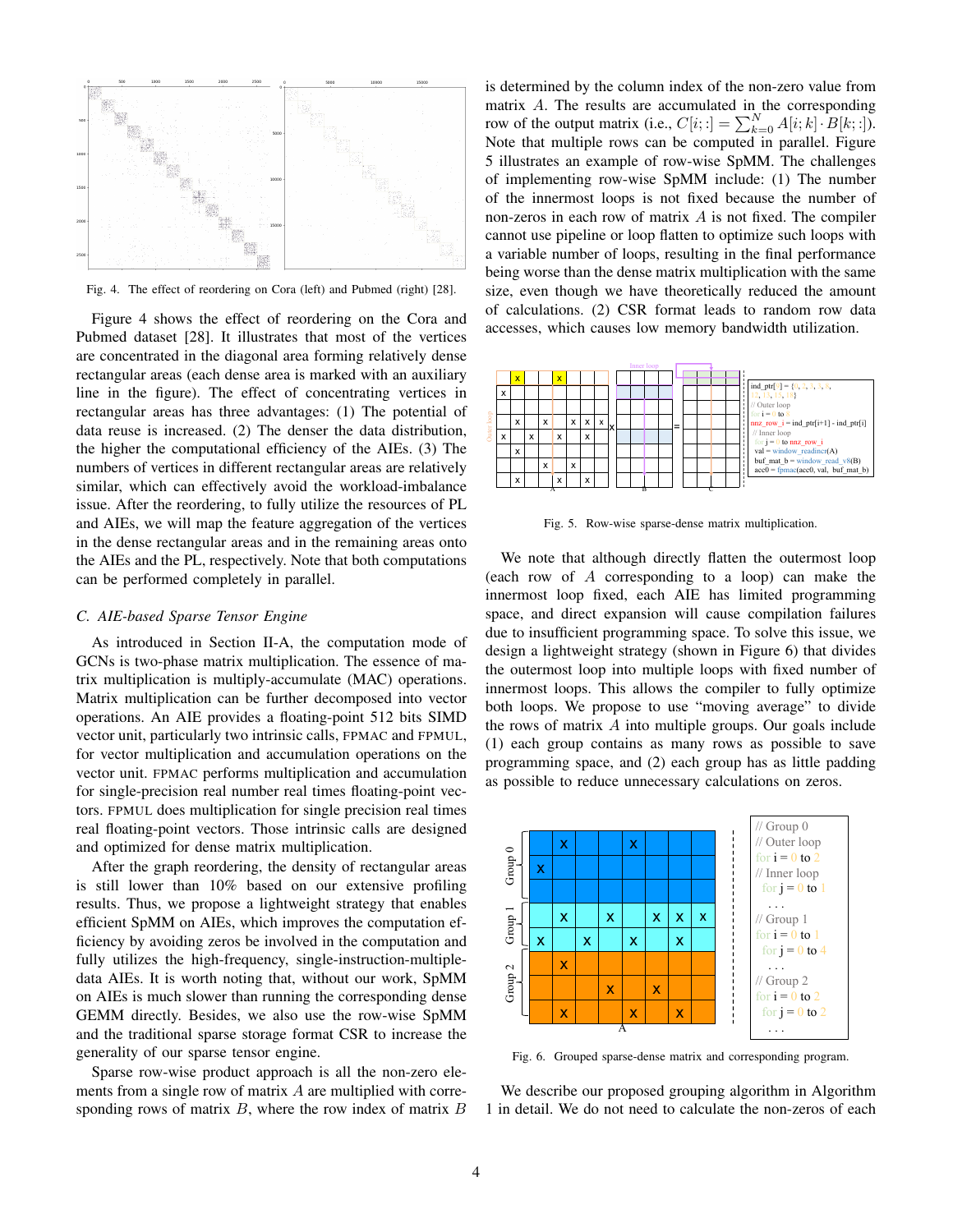Fig. 4. The effect of reordering on Cora (left) and Pubmed (right) [28].

Figure 4 shows the effect of reordering on the Cora and Pubmed dataset [28]. It illustrates that most of the vertices are concentrated in the diagonal area forming relatively dense rectangular areas (each dense area is marked with an auxiliary line in the figure). The effect of concentrating vertices in rectangular areas has three advantages: (1) The potential of data reuse is increased. (2) The denser the data distribution, the higher the computational efficiency of the AIEs. (3) The numbers of vertices in different rectangular areas are relatively similar, which can effectively avoid the workload-imbalance issue. After the reordering, to fully utilize the resources of PL and AIEs, we will map the feature aggregation of the vertices in the dense rectangular areas and in the remaining areas onto the AIEs and the PL, respectively. Note that both computations can be performed completely in parallel.

### C. AIE-based Sparse Tensor Engine

As introduced in Section II-A, the computation mode of GCNs is two-phase matrix multiplication. The essence of matrix multiplication is multiply-accumulate (MAC) operations. Matrix multiplication can be further decomposed into vector operations. An AIE provides a floating-point 512 bits SIMD vector unit, particularly two intrinsic calls, FPMAC and FPMUL, for vector multiplication and accumulation operations on the vector unit. FPMAC performs multiplication and accumulation for single-precision real number real times floating-point vectors. FPMUL does multiplication for single precision real times real floating-point vectors. Those intrinsic calls are designed and optimized for dense matrix multiplication.

After the graph reordering, the density of rectangular areas is still lower than 10% based on our extensive profiling results. Thus, we propose a lightweight strategy that enables efficient SpMM on AIEs, which improves the computation efficiency by avoiding zeros be involved in the computation and fully utilizes the high-frequency, single-instruction-multiple-data AIEs. It is worth noting that, without our work, SpMM on AIEs is much slower than running the corresponding dense GEMM directly. Besides, we also use the row-wise SpMM and the traditional sparse storage format CSR to increase the generality of our sparse tensor engine.

Sparse row-wise product approach is all the non-zero elements from a single row of matrix $A$ are multiplied with corresponding rows of matrix $B$, where the row index of matrix $B$ is determined by the column index of the non-zero value from matrix $A$. The results are accumulated in the corresponding row of the output matrix (i.e., $C[i;:] = \sum_{k=0}^{N} A[i;k] \cdot B[k;:]$). Note that multiple rows can be computed in parallel. Figure 5 illustrates an example of row-wise SpMM. The challenges of implementing row-wise SpMM include: (1) The number of the innermost loops is not fixed because the number of non-zeros in each row of matrix $A$ is not fixed. The compiler cannot use pipeline or loop flatten to optimize such loops with a variable number of loops, resulting in the final performance being worse than the dense matrix multiplication with the same size, even though we have theoretically reduced the amount of calculations. (2) CSR format leads to random row data accesses, which causes low memory bandwidth utilization.

```
ind_ptr[] = {0, 2, 3, 8, 12, 13, 15, 18}
// Outer loop
for i = 0 to 6
nnz_row_i = ind_ptr[i+1] - ind_ptr[i]
// Inner loop
for j = 0 to nnz_row_i
val = window_readincr(A)
buf_mat_b = window_read_v8(B)
acc0 = fpmac(acc0, val, buf_mat_b)
```

Fig. 5. Row-wise sparse-dense matrix multiplication.

We note that although directly flatten the outermost loop (each row of $A$ corresponding to a loop) can make the innermost loop fixed, each AIE has limited programming space, and direct expansion will cause compilation failures due to insufficient programming space. To solve this issue, we design a lightweight strategy (shown in Figure 6) that divides the outermost loop into multiple loops with fixed number of innermost loops. This allows the compiler to fully optimize both loops. We propose to use "moving average" to divide the rows of matrix $A$ into multiple groups. Our goals include (1) each group contains as many rows as possible to save programming space, and (2) each group has as little padding as possible to reduce unnecessary calculations on zeros.

```
// Group 0
// Outer loop
for i = 0 to 2
// Inner loop
  for j = 0 to 1
  ...
// Group 1
for i = 0 to 1
  for j = 0 to 4
  ...
// Group 2
for i = 0 to 2
  for j = 0 to 2
  ...
```

Fig. 6. Grouped sparse-dense matrix and corresponding program.

We describe our proposed grouping algorithm in Algorithm 1 in detail. We do not need to calculate the non-zeros of each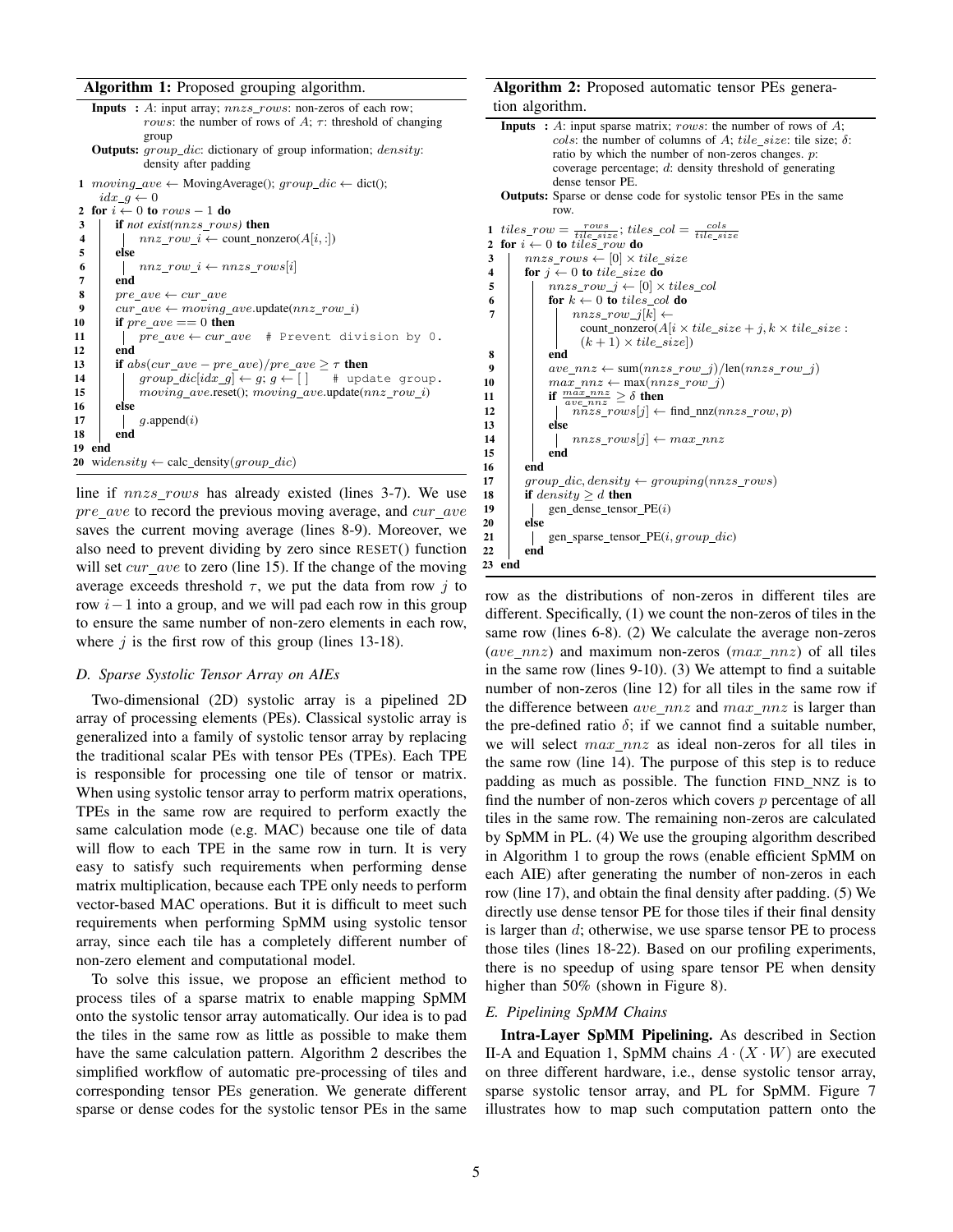**Algorithm 1:** Proposed grouping algorithm.

```
Inputs : A: input array; nnzs_rows: non-zeros of each row;
         rows: the number of rows of A; τ: threshold of changing
         group
Outputs: group_dic: dictionary of group information; density:
         density after padding
1  moving_ave ← MovingAverage(); group_dic ← dict();
   idx_g ← 0
2  for i ← 0 to rows − 1 do
3      if not exist(nnzs_rows) then
4          nnz_row_i ← count_nonzero(A[i, :])
5      else
6          nnz_row_i ← nnzs_rows[i]
7      end
8      pre_ave ← cur_ave
9      cur_ave ← moving_ave.update(nnz_row_i)
10     if pre_ave == 0 then
11         pre_ave ← cur_ave   # Prevent division by 0.
12     end
13     if abs(cur_ave − pre_ave)/pre_ave ≥ τ then
14         group_dic[idx_g] ← g; g ← [ ]   # update group.
15         moving_ave.reset(); moving_ave.update(nnz_row_i)
16     else
17         g.append(i)
18     end
19 end
20 widensity ← calc_density(group_dic)
```

line if $nnzs\_rows$ has already existed (lines 3-7). We use $pre\_ave$ to record the previous moving average, and $cur\_ave$ saves the current moving average (lines 8-9). Moreover, we also need to prevent dividing by zero since RESET() function will set $cur\_ave$ to zero (line 15). If the change of the moving average exceeds threshold $\tau$, we put the data from row $j$ to row $i-1$ into a group, and we will pad each row in this group to ensure the same number of non-zero elements in each row, where $j$ is the first row of this group (lines 13-18).

### D. Sparse Systolic Tensor Array on AIEs

Two-dimensional (2D) systolic array is a pipelined 2D array of processing elements (PEs). Classical systolic array is generalized into a family of systolic tensor array by replacing the traditional scalar PEs with tensor PEs (TPEs). Each TPE is responsible for processing one tile of tensor or matrix. When using systolic tensor array to perform matrix operations, TPEs in the same row are required to perform exactly the same calculation mode (e.g. MAC) because one tile of data will flow to each TPE in the same row in turn. It is very easy to satisfy such requirements when performing dense matrix multiplication, because each TPE only needs to perform vector-based MAC operations. But it is difficult to meet such requirements when performing SpMM using systolic tensor array, since each tile has a completely different number of non-zero element and computational model.

To solve this issue, we propose an efficient method to process tiles of a sparse matrix to enable mapping SpMM onto the systolic tensor array automatically. Our idea is to pad the tiles in the same row as little as possible to make them have the same calculation pattern. Algorithm 2 describes the simplified workflow of automatic pre-processing of tiles and corresponding tensor PEs generation. We generate different sparse or dense codes for the systolic tensor PEs in the same row as the distributions of non-zeros in different tiles are different. Specifically, (1) we count the non-zeros of tiles in the same row (lines 6-8). (2) We calculate the average non-zeros ($ave\_nnz$) and maximum non-zeros ($max\_nnz$) of all tiles in the same row (lines 9-10). (3) We attempt to find a suitable number of non-zeros (line 12) for all tiles in the same row if the difference between $ave\_nnz$ and $max\_nnz$ is larger than the pre-defined ratio $\delta$; if we cannot find a suitable number, we will select $max\_nnz$ as ideal non-zeros for all tiles in the same row (line 14). The purpose of this step is to reduce padding as much as possible. The function FIND_NNZ is to find the number of non-zeros which covers $p$ percentage of all tiles in the same row. The remaining non-zeros are calculated by SpMM in PL. (4) We use the grouping algorithm described in Algorithm 1 to group the rows (enable efficient SpMM on each AIE) after generating the number of non-zeros in each row (line 17), and obtain the final density after padding. (5) We directly use dense tensor PE for those tiles if their final density is larger than $d$; otherwise, we use sparse tensor PE to process those tiles (lines 18-22). Based on our profiling experiments, there is no speedup of using spare tensor PE when density higher than 50% (shown in Figure 8).

**Algorithm 2:** Proposed automatic tensor PEs generation algorithm.

```
Inputs : A: input sparse matrix; rows: the number of rows of A;
         cols: the number of columns of A; tile_size: tile size; δ:
         ratio by which the number of non-zeros changes. p:
         coverage percentage; d: density threshold of generating
         dense tensor PE.
Outputs: Sparse or dense code for systolic tensor PEs in the same
         row.
1  tiles_row = rows/tile_size; tiles_col = cols/tile_size
2  for i ← 0 to tiles_row do
3      nnzs_rows ← [0] × tile_size
4      for j ← 0 to tile_size do
5          nnzs_row_j ← [0] × tiles_col
6          for k ← 0 to tiles_col do
7              nnzs_row_j[k] ←
                 count_nonzero(A[i × tile_size + j, k × tile_size :
                 (k + 1) × tile_size])
8          end
9          ave_nnz ← sum(nnzs_row_j)/len(nnzs_row_j)
10         max_nnz ← max(nnzs_row_j)
11         if max_nnz/ave_nnz ≥ δ then
12             nnzs_rows[j] ← find_nnz(nnzs_row, p)
13         else
14             nnzs_rows[j] ← max_nnz
15         end
16     end
17     group_dic, density ← grouping(nnzs_rows)
18     if density ≥ d then
19         gen_dense_tensor_PE(i)
20     else
21         gen_sparse_tensor_PE(i, group_dic)
22     end
23 end
```

### E. Pipelining SpMM Chains

**Intra-Layer SpMM Pipelining.** As described in Section II-A and Equation 1, SpMM chains $A \cdot (X \cdot W)$ are executed on three different hardware, i.e., dense systolic tensor array, sparse systolic tensor array, and PL for SpMM. Figure 7 illustrates how to map such computation pattern onto the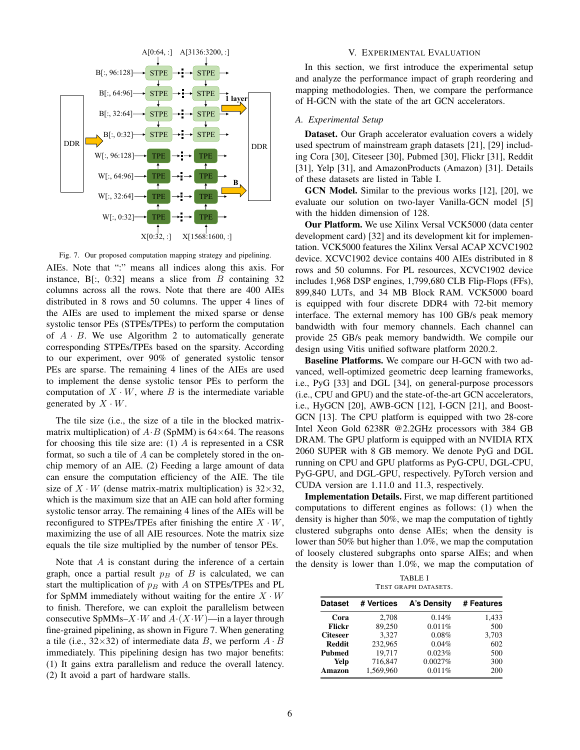A[0:64, :] A[3136:3200, :]

B[:, 96:128] STPE STPE

B[:, 64:96] STPE STPE

1 layer

B[:, 32:64] STPE STPE

DDR

B[:, 0:32] STPE STPE

DDR

W[:, 96:128] TPE TPE

W[:, 64:96] TPE TPE

B

W[:, 32:64] TPE TPE

W[:, 0:32] TPE TPE

X[0:32, :] X[1568:1600, :]

Fig. 7. Our proposed computation mapping strategy and pipelining.

AIEs. Note that ":" means all indices along this axis. For instance, B[:, 0:32] means a slice from $B$ containing 32 columns across all the rows. Note that there are 400 AIEs distributed in 8 rows and 50 columns. The upper 4 lines of the AIEs are used to implement the mixed sparse or dense systolic tensor PEs (STPEs/TPEs) to perform the computation of $A \cdot B$. We use Algorithm 2 to automatically generate corresponding STPEs/TPEs based on the sparsity. According to our experiment, over 90% of generated systolic tensor PEs are sparse. The remaining 4 lines of the AIEs are used to implement the dense systolic tensor PEs to perform the computation of $X \cdot W$, where $B$ is the intermediate variable generated by $X \cdot W$.

The tile size (i.e., the size of a tile in the blocked matrix-matrix multiplication) of $A \cdot B$ (SpMM) is 64×64. The reasons for choosing this tile size are: (1) $A$ is represented in a CSR format, so such a tile of $A$ can be completely stored in the on-chip memory of an AIE. (2) Feeding a large amount of data can ensure the computation efficiency of the AIE. The tile size of $X \cdot W$ (dense matrix-matrix multiplication) is 32×32, which is the maximum size that an AIE can hold after forming systolic tensor array. The remaining 4 lines of the AIEs will be reconfigured to STPEs/TPEs after finishing the entire $X \cdot W$, maximizing the use of all AIE resources. Note the matrix size equals the tile size multiplied by the number of tensor PEs.

Note that $A$ is constant during the inference of a certain graph, once a partial result $p_B$ of $B$ is calculated, we can start the multiplication of $p_B$ with $A$ on STPEs/TPEs and PL for SpMM immediately without waiting for the entire $X \cdot W$ to finish. Therefore, we can exploit the parallelism between consecutive SpMMs–$X \cdot W$ and $A \cdot (X \cdot W)$—in a layer through fine-grained pipelining, as shown in Figure 7. When generating a tile (i.e., 32×32) of intermediate data $B$, we perform $A \cdot B$ immediately. This pipelining design has two major benefits: (1) It gains extra parallelism and reduce the overall latency. (2) It avoid a part of hardware stalls.

## V. Experimental Evaluation

In this section, we first introduce the experimental setup and analyze the performance impact of graph reordering and mapping methodologies. Then, we compare the performance of H-GCN with the state of the art GCN accelerators.

### A. Experimental Setup

**Dataset.** Our Graph accelerator evaluation covers a widely used spectrum of mainstream graph datasets [21], [29] including Cora [30], Citeseer [30], Pubmed [30], Flickr [31], Reddit [31], Yelp [31], and AmazonProducts (Amazon) [31]. Details of these datasets are listed in Table I.

**GCN Model.** Similar to the previous works [12], [20], we evaluate our solution on two-layer Vanilla-GCN model [5] with the hidden dimension of 128.

**Our Platform.** We use Xilinx Versal VCK5000 (data center development card) [32] and its development kit for implementation. VCK5000 features the Xilinx Versal ACAP XCVC1902 device. XCVC1902 device contains 400 AIEs distributed in 8 rows and 50 columns. For PL resources, XCVC1902 device includes 1,968 DSP engines, 1,799,680 CLB Flip-Flops (FFs), 899,840 LUTs, and 34 MB Block RAM. VCK5000 board is equipped with four discrete DDR4 with 72-bit memory interface. The external memory has 100 GB/s peak memory bandwidth with four memory channels. Each channel can provide 25 GB/s peak memory bandwidth. We compile our design using Vitis unified software platform 2020.2.

**Baseline Platforms.** We compare our H-GCN with two advanced, well-optimized geometric deep learning frameworks, i.e., PyG [33] and DGL [34], on general-purpose processors (i.e., CPU and GPU) and the state-of-the-art GCN accelerators, i.e., HyGCN [20], AWB-GCN [12], I-GCN [21], and Boost-GCN [13]. The CPU platform is equipped with two 28-core Intel Xeon Gold 6238R @2.2GHz processors with 384 GB DRAM. The GPU platform is equipped with an NVIDIA RTX 2060 SUPER with 8 GB memory. We denote PyG and DGL running on CPU and GPU platforms as PyG-CPU, DGL-CPU, PyG-GPU, and DGL-GPU, respectively. PyTorch version and CUDA version are 1.11.0 and 11.3, respectively.

**Implementation Details.** First, we map different partitioned computations to different engines as follows: (1) when the density is higher than 50%, we map the computation of tightly clustered subgraphs onto dense AIEs; when the density is lower than 50% but higher than 1.0%, we map the computation of loosely clustered subgraphs onto sparse AIEs; and when the density is lower than 1.0%, we map the computation of

TABLE I
Test graph datasets.

| Dataset | # Vertices | A's Density | # Features |
|---|---|---|---|
| **Cora** | 2,708 | 0.14% | 1,433 |
| **Flickr** | 89,250 | 0.011% | 500 |
| **Citeseer** | 3,327 | 0.08% | 3,703 |
| **Reddit** | 232,965 | 0.04% | 602 |
| **Pubmed** | 19,717 | 0.023% | 500 |
| **Yelp** | 716,847 | 0.0027% | 300 |
| **Amazon** | 1,569,960 | 0.011% | 200 |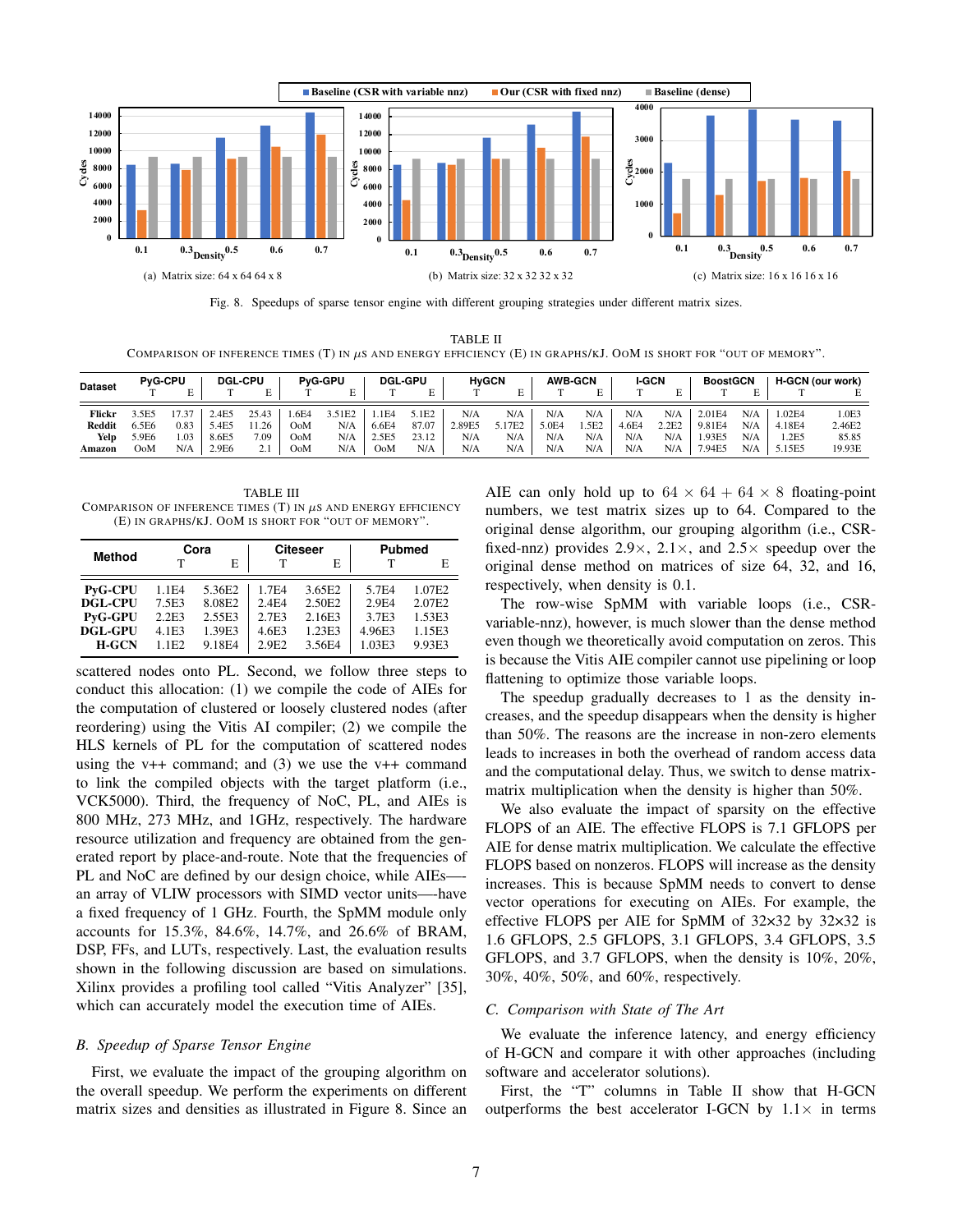Baseline (CSR with variable nnz) Our (CSR with fixed nnz) Baseline (dense)

Cycles

14000
12000
10000
8000
6000
4000
2000
0

0.1 0.3 Density 0.5 0.6 0.7

(a) Matrix size: 64 x 64 64 x 8

Cycles

14000
12000
10000
8000
6000
4000
2000
0

0.1 0.3 Density 0.5 0.6 0.7

(b) Matrix size: 32 x 32 32 x 32

Cycles

4000
3000
2000
1000
0

0.1 0.3 Density 0.5 0.6 0.7

(c) Matrix size: 16 x 16 16 x 16

Fig. 8. Speedups of sparse tensor engine with different grouping strategies under different matrix sizes.

TABLE II
COMPARISON OF INFERENCE TIMES (T) IN $\mu$S AND ENERGY EFFICIENCY (E) IN GRAPHS/KJ. OOM IS SHORT FOR "OUT OF MEMORY".

| Dataset | PyG-CPU | | DGL-CPU | | PyG-GPU | | DGL-GPU | | HyGCN | | AWB-GCN | | I-GCN | | BoostGCN | | H-GCN (our work) | |
|---|---|---|---|---|---|---|---|---|---|---|---|---|---|---|---|---|---|---|
| | T | E | T | E | T | E | T | E | T | E | T | E | T | E | T | E | T | E |
| Flickr | 3.5E5 | 17.37 | 2.4E5 | 25.43 | 1.6E4 | 3.51E2 | 1.1E4 | 5.1E2 | N/A | N/A | N/A | N/A | N/A | N/A | 2.01E4 | N/A | 1.02E4 | 1.0E3 |
| Reddit | 6.5E6 | 0.83 | 5.4E5 | 11.26 | OoM | N/A | 6.6E4 | 87.07 | 2.89E5 | 5.17E2 | 5.0E4 | 1.5E2 | 4.6E4 | 2.2E2 | 9.81E4 | N/A | 4.18E4 | 2.46E2 |
| Yelp | 5.9E6 | 1.03 | 8.6E5 | 7.09 | OoM | N/A | 2.5E5 | 23.12 | N/A | N/A | N/A | N/A | N/A | N/A | 1.93E5 | N/A | 1.2E5 | 85.85 |
| Amazon | OoM | N/A | 2.9E6 | 2.1 | OoM | N/A | OoM | N/A | N/A | N/A | N/A | N/A | N/A | N/A | 7.94E5 | N/A | 5.15E5 | 19.93E |

TABLE III
COMPARISON OF INFERENCE TIMES (T) IN $\mu$S AND ENERGY EFFICIENCY (E) IN GRAPHS/KJ. OOM IS SHORT FOR "OUT OF MEMORY".

| Method | Cora | | Citeseer | | Pubmed | |
|---|---|---|---|---|---|---|
| | T | E | T | E | T | E |
| PyG-CPU | 1.1E4 | 5.36E2 | 1.7E4 | 3.65E2 | 5.7E4 | 1.07E2 |
| DGL-CPU | 7.5E3 | 8.08E2 | 2.4E4 | 2.50E2 | 2.9E4 | 2.07E2 |
| PyG-GPU | 2.2E3 | 2.55E3 | 2.7E3 | 2.16E3 | 3.7E3 | 1.53E3 |
| DGL-GPU | 4.1E3 | 1.39E3 | 4.6E3 | 1.23E3 | 4.96E3 | 1.15E3 |
| H-GCN | 1.1E2 | 9.18E4 | 2.9E2 | 3.56E4 | 1.03E3 | 9.93E3 |

scattered nodes onto PL. Second, we follow three steps to conduct this allocation: (1) we compile the code of AIEs for the computation of clustered or loosely clustered nodes (after reordering) using the Vitis AI compiler; (2) we compile the HLS kernels of PL for the computation of scattered nodes using the v++ command; and (3) we use the v++ command to link the compiled objects with the target platform (i.e., VCK5000). Third, the frequency of NoC, PL, and AIEs is 800 MHz, 273 MHz, and 1GHz, respectively. The hardware resource utilization and frequency are obtained from the generated report by place-and-route. Note that the frequencies of PL and NoC are defined by our design choice, while AIEs—-an array of VLIW processors with SIMD vector units—-have a fixed frequency of 1 GHz. Fourth, the SpMM module only accounts for 15.3%, 84.6%, 14.7%, and 26.6% of BRAM, DSP, FFs, and LUTs, respectively. Last, the evaluation results shown in the following discussion are based on simulations. Xilinx provides a profiling tool called "Vitis Analyzer" [35], which can accurately model the execution time of AIEs.

### *B. Speedup of Sparse Tensor Engine*

First, we evaluate the impact of the grouping algorithm on the overall speedup. We perform the experiments on different matrix sizes and densities as illustrated in Figure 8. Since an AIE can only hold up to $64 \times 64 + 64 \times 8$ floating-point numbers, we test matrix sizes up to 64. Compared to the original dense algorithm, our grouping algorithm (i.e., CSR-fixed-nnz) provides $2.9\times$, $2.1\times$, and $2.5\times$ speedup over the original dense method on matrices of size 64, 32, and 16, respectively, when density is 0.1.

The row-wise SpMM with variable loops (i.e., CSR-variable-nnz), however, is much slower than the dense method even though we theoretically avoid computation on zeros. This is because the Vitis AIE compiler cannot use pipelining or loop flattening to optimize those variable loops.

The speedup gradually decreases to 1 as the density increases, and the speedup disappears when the density is higher than 50%. The reasons are the increase in non-zero elements leads to increases in both the overhead of random access data and the computational delay. Thus, we switch to dense matrix-matrix multiplication when the density is higher than 50%.

We also evaluate the impact of sparsity on the effective FLOPS of an AIE. The effective FLOPS is 7.1 GFLOPS per AIE for dense matrix multiplication. We calculate the effective FLOPS based on nonzeros. FLOPS will increase as the density increases. This is because SpMM needs to convert to dense vector operations for executing on AIEs. For example, the effective FLOPS per AIE for SpMM of 32×32 by 32×32 is 1.6 GFLOPS, 2.5 GFLOPS, 3.1 GFLOPS, 3.4 GFLOPS, 3.5 GFLOPS, and 3.7 GFLOPS, when the density is 10%, 20%, 30%, 40%, 50%, and 60%, respectively.

### *C. Comparison with State of The Art*

We evaluate the inference latency, and energy efficiency of H-GCN and compare it with other approaches (including software and accelerator solutions).

First, the "T" columns in Table II show that H-GCN outperforms the best accelerator I-GCN by $1.1\times$ in terms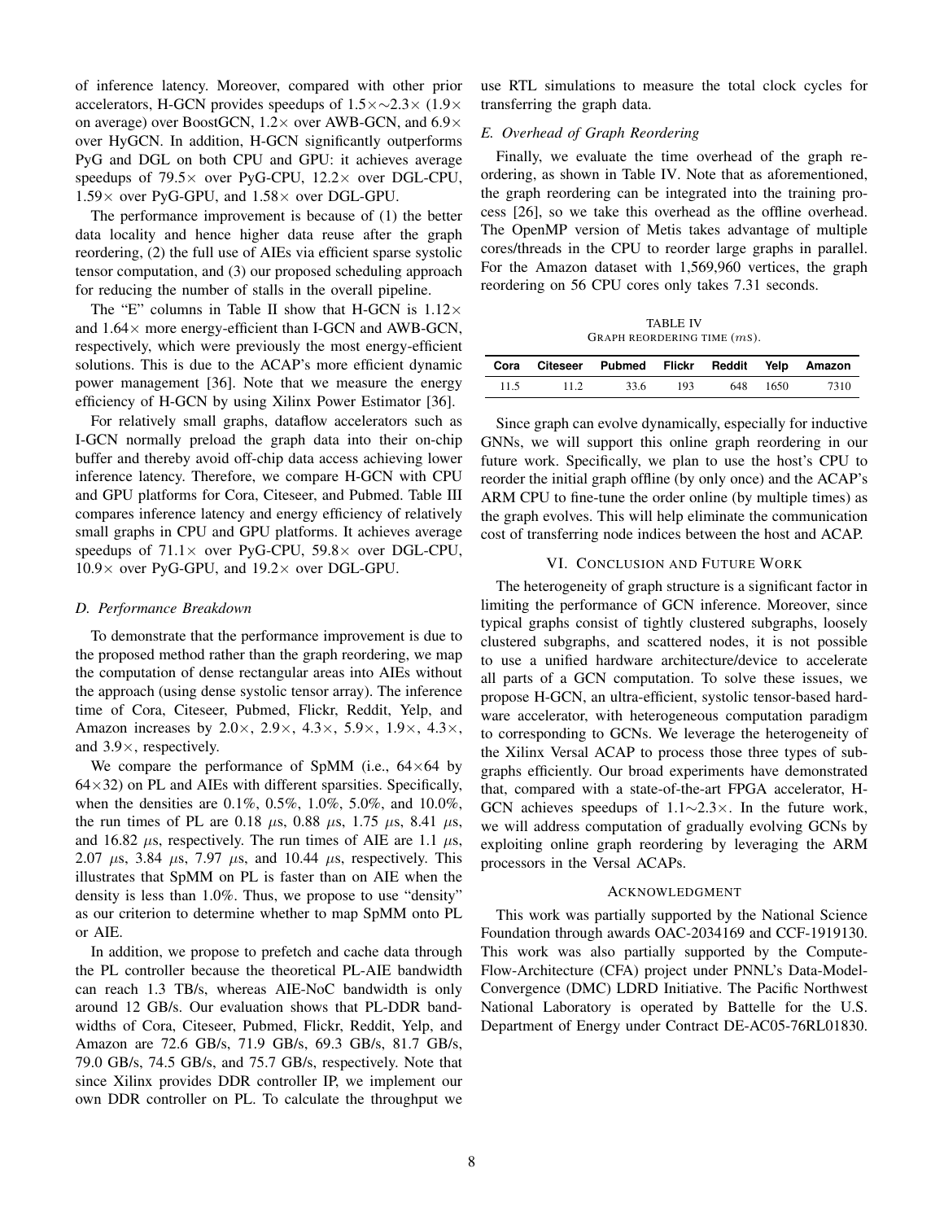of inference latency. Moreover, compared with other prior accelerators, H-GCN provides speedups of 1.5×∼2.3× (1.9× on average) over BoostGCN, 1.2× over AWB-GCN, and 6.9× over HyGCN. In addition, H-GCN significantly outperforms PyG and DGL on both CPU and GPU: it achieves average speedups of 79.5× over PyG-CPU, 12.2× over DGL-CPU, 1.59× over PyG-GPU, and 1.58× over DGL-GPU.

The performance improvement is because of (1) the better data locality and hence higher data reuse after the graph reordering, (2) the full use of AIEs via efficient sparse systolic tensor computation, and (3) our proposed scheduling approach for reducing the number of stalls in the overall pipeline.

The "E" columns in Table II show that H-GCN is 1.12× and 1.64× more energy-efficient than I-GCN and AWB-GCN, respectively, which were previously the most energy-efficient solutions. This is due to the ACAP's more efficient dynamic power management [36]. Note that we measure the energy efficiency of H-GCN by using Xilinx Power Estimator [36].

For relatively small graphs, dataflow accelerators such as I-GCN normally preload the graph data into their on-chip buffer and thereby avoid off-chip data access achieving lower inference latency. Therefore, we compare H-GCN with CPU and GPU platforms for Cora, Citeseer, and Pubmed. Table III compares inference latency and energy efficiency of relatively small graphs in CPU and GPU platforms. It achieves average speedups of 71.1× over PyG-CPU, 59.8× over DGL-CPU, 10.9× over PyG-GPU, and 19.2× over DGL-GPU.

### D. Performance Breakdown

To demonstrate that the performance improvement is due to the proposed method rather than the graph reordering, we map the computation of dense rectangular areas into AIEs without the approach (using dense systolic tensor array). The inference time of Cora, Citeseer, Pubmed, Flickr, Reddit, Yelp, and Amazon increases by 2.0×, 2.9×, 4.3×, 5.9×, 1.9×, 4.3×, and 3.9×, respectively.

We compare the performance of SpMM (i.e., 64×64 by 64×32) on PL and AIEs with different sparsities. Specifically, when the densities are 0.1%, 0.5%, 1.0%, 5.0%, and 10.0%, the run times of PL are 0.18 $\mu$s, 0.88 $\mu$s, 1.75 $\mu$s, 8.41 $\mu$s, and 16.82 $\mu$s, respectively. The run times of AIE are 1.1 $\mu$s, 2.07 $\mu$s, 3.84 $\mu$s, 7.97 $\mu$s, and 10.44 $\mu$s, respectively. This illustrates that SpMM on PL is faster than on AIE when the density is less than 1.0%. Thus, we propose to use "density" as our criterion to determine whether to map SpMM onto PL or AIE.

In addition, we propose to prefetch and cache data through the PL controller because the theoretical PL-AIE bandwidth can reach 1.3 TB/s, whereas AIE-NoC bandwidth is only around 12 GB/s. Our evaluation shows that PL-DDR bandwidths of Cora, Citeseer, Pubmed, Flickr, Reddit, Yelp, and Amazon are 72.6 GB/s, 71.9 GB/s, 69.3 GB/s, 81.7 GB/s, 79.0 GB/s, 74.5 GB/s, and 75.7 GB/s, respectively. Note that since Xilinx provides DDR controller IP, we implement our own DDR controller on PL. To calculate the throughput we use RTL simulations to measure the total clock cycles for transferring the graph data.

### E. Overhead of Graph Reordering

Finally, we evaluate the time overhead of the graph reordering, as shown in Table IV. Note that as aforementioned, the graph reordering can be integrated into the training process [26], so we take this overhead as the offline overhead. The OpenMP version of Metis takes advantage of multiple cores/threads in the CPU to reorder large graphs in parallel. For the Amazon dataset with 1,569,960 vertices, the graph reordering on 56 CPU cores only takes 7.31 seconds.

TABLE IV
GRAPH REORDERING TIME ($m$s).

| Cora | Citeseer | Pubmed | Flickr | Reddit | Yelp | Amazon |
|---|---|---|---|---|---|---|
| 11.5 | 11.2 | 33.6 | 193 | 648 | 1650 | 7310 |

Since graph can evolve dynamically, especially for inductive GNNs, we will support this online graph reordering in our future work. Specifically, we plan to use the host's CPU to reorder the initial graph offline (by only once) and the ACAP's ARM CPU to fine-tune the order online (by multiple times) as the graph evolves. This will help eliminate the communication cost of transferring node indices between the host and ACAP.

## VI. Conclusion and Future Work

The heterogeneity of graph structure is a significant factor in limiting the performance of GCN inference. Moreover, since typical graphs consist of tightly clustered subgraphs, loosely clustered subgraphs, and scattered nodes, it is not possible to use a unified hardware architecture/device to accelerate all parts of a GCN computation. To solve these issues, we propose H-GCN, an ultra-efficient, systolic tensor-based hardware accelerator, with heterogeneous computation paradigm to corresponding to GCNs. We leverage the heterogeneity of the Xilinx Versal ACAP to process those three types of subgraphs efficiently. Our broad experiments have demonstrated that, compared with a state-of-the-art FPGA accelerator, H-GCN achieves speedups of 1.1∼2.3×. In the future work, we will address computation of gradually evolving GCNs by exploiting online graph reordering by leveraging the ARM processors in the Versal ACAPs.

## Acknowledgment

This work was partially supported by the National Science Foundation through awards OAC-2034169 and CCF-1919130. This work was also partially supported by the Compute-Flow-Architecture (CFA) project under PNNL's Data-Model-Convergence (DMC) LDRD Initiative. The Pacific Northwest National Laboratory is operated by Battelle for the U.S. Department of Energy under Contract DE-AC05-76RL01830.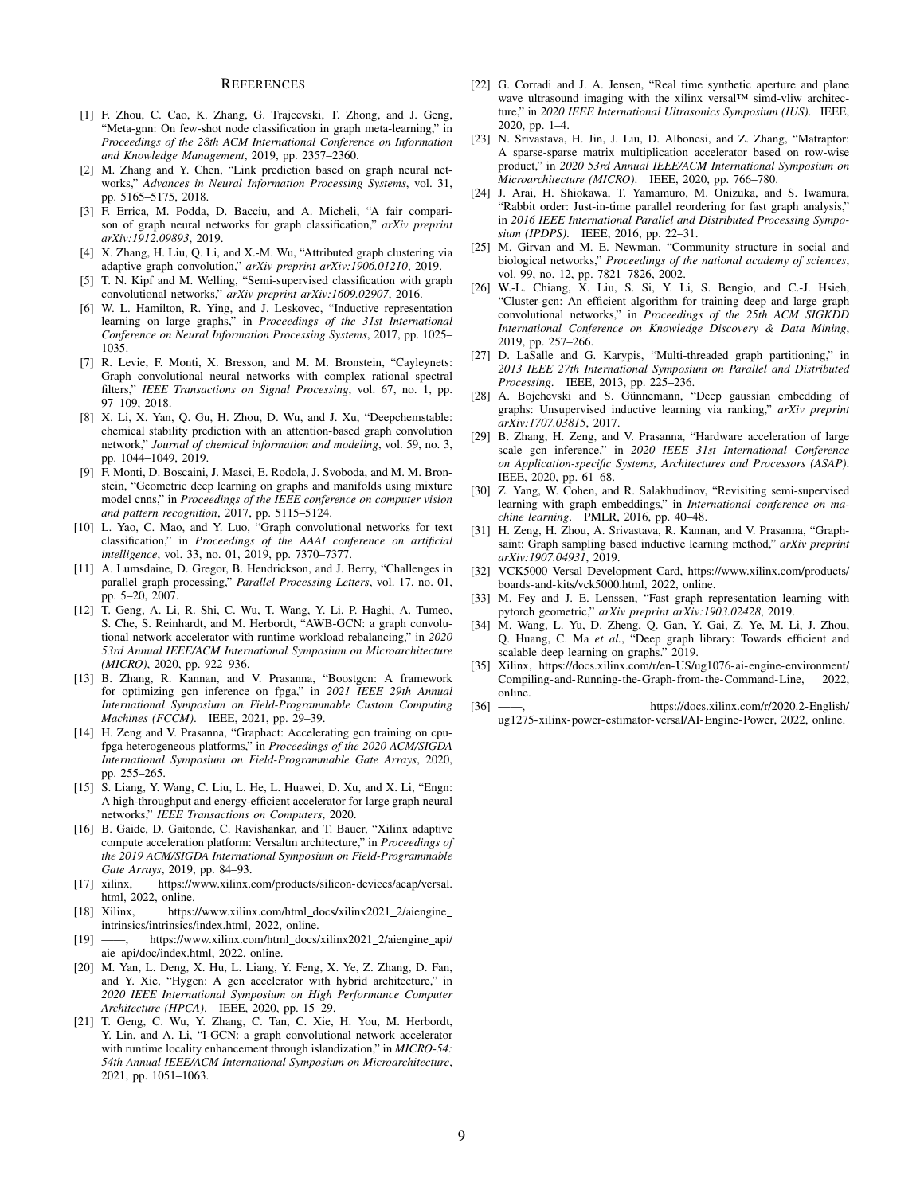# REFERENCES

[1] F. Zhou, C. Cao, K. Zhang, G. Trajcevski, T. Zhong, and J. Geng, "Meta-gnn: On few-shot node classification in graph meta-learning," in *Proceedings of the 28th ACM International Conference on Information and Knowledge Management*, 2019, pp. 2357–2360.

[2] M. Zhang and Y. Chen, "Link prediction based on graph neural networks," *Advances in Neural Information Processing Systems*, vol. 31, pp. 5165–5175, 2018.

[3] F. Errica, M. Podda, D. Bacciu, and A. Micheli, "A fair comparison of graph neural networks for graph classification," *arXiv preprint arXiv:1912.09893*, 2019.

[4] X. Zhang, H. Liu, Q. Li, and X.-M. Wu, "Attributed graph clustering via adaptive graph convolution," *arXiv preprint arXiv:1906.01210*, 2019.

[5] T. N. Kipf and M. Welling, "Semi-supervised classification with graph convolutional networks," *arXiv preprint arXiv:1609.02907*, 2016.

[6] W. L. Hamilton, R. Ying, and J. Leskovec, "Inductive representation learning on large graphs," in *Proceedings of the 31st International Conference on Neural Information Processing Systems*, 2017, pp. 1025–1035.

[7] R. Levie, F. Monti, X. Bresson, and M. M. Bronstein, "Cayleynets: Graph convolutional neural networks with complex rational spectral filters," *IEEE Transactions on Signal Processing*, vol. 67, no. 1, pp. 97–109, 2018.

[8] X. Li, X. Yan, Q. Gu, H. Zhou, D. Wu, and J. Xu, "Deepchemstable: chemical stability prediction with an attention-based graph convolution network," *Journal of chemical information and modeling*, vol. 59, no. 3, pp. 1044–1049, 2019.

[9] F. Monti, D. Boscaini, J. Masci, E. Rodola, J. Svoboda, and M. M. Bronstein, "Geometric deep learning on graphs and manifolds using mixture model cnns," in *Proceedings of the IEEE conference on computer vision and pattern recognition*, 2017, pp. 5115–5124.

[10] L. Yao, C. Mao, and Y. Luo, "Graph convolutional networks for text classification," in *Proceedings of the AAAI conference on artificial intelligence*, vol. 33, no. 01, 2019, pp. 7370–7377.

[11] A. Lumsdaine, D. Gregor, B. Hendrickson, and J. Berry, "Challenges in parallel graph processing," *Parallel Processing Letters*, vol. 17, no. 01, pp. 5–20, 2007.

[12] T. Geng, A. Li, R. Shi, C. Wu, T. Wang, Y. Li, P. Haghi, A. Tumeo, S. Che, S. Reinhardt, and M. Herbordt, "AWB-GCN: a graph convolutional network accelerator with runtime workload rebalancing," in *2020 53rd Annual IEEE/ACM International Symposium on Microarchitecture (MICRO)*, 2020, pp. 922–936.

[13] B. Zhang, R. Kannan, and V. Prasanna, "Boostgcn: A framework for optimizing gcn inference on fpga," in *2021 IEEE 29th Annual International Symposium on Field-Programmable Custom Computing Machines (FCCM)*. IEEE, 2021, pp. 29–39.

[14] H. Zeng and V. Prasanna, "Graphact: Accelerating gcn training on cpu-fpga heterogeneous platforms," in *Proceedings of the 2020 ACM/SIGDA International Symposium on Field-Programmable Gate Arrays*, 2020, pp. 255–265.

[15] S. Liang, Y. Wang, C. Liu, L. He, L. Huawei, D. Xu, and X. Li, "Engn: A high-throughput and energy-efficient accelerator for large graph neural networks," *IEEE Transactions on Computers*, 2020.

[16] B. Gaide, D. Gaitonde, C. Ravishankar, and T. Bauer, "Xilinx adaptive compute acceleration platform: Versaltm architecture," in *Proceedings of the 2019 ACM/SIGDA International Symposium on Field-Programmable Gate Arrays*, 2019, pp. 84–93.

[17] xilinx, https://www.xilinx.com/products/silicon-devices/acap/versal.html, 2022, online.

[18] Xilinx, https://www.xilinx.com/html_docs/xilinx2021_2/aiengine_intrinsics/intrinsics/index.html, 2022, online.

[19] ——, https://www.xilinx.com/html_docs/xilinx2021_2/aiengine_api/aie_api/doc/index.html, 2022, online.

[20] M. Yan, L. Deng, X. Hu, L. Liang, Y. Feng, X. Ye, Z. Zhang, D. Fan, and Y. Xie, "Hygcn: A gcn accelerator with hybrid architecture," in *2020 IEEE International Symposium on High Performance Computer Architecture (HPCA)*. IEEE, 2020, pp. 15–29.

[21] T. Geng, C. Wu, Y. Zhang, C. Tan, C. Xie, H. You, M. Herbordt, Y. Lin, and A. Li, "I-GCN: a graph convolutional network accelerator with runtime locality enhancement through islandization," in *MICRO-54: 54th Annual IEEE/ACM International Symposium on Microarchitecture*, 2021, pp. 1051–1063.

[22] G. Corradi and J. A. Jensen, "Real time synthetic aperture and plane wave ultrasound imaging with the xilinx versal™ simd-vliw architecture," in *2020 IEEE International Ultrasonics Symposium (IUS)*. IEEE, 2020, pp. 1–4.

[23] N. Srivastava, H. Jin, J. Liu, D. Albonesi, and Z. Zhang, "Matraptor: A sparse-sparse matrix multiplication accelerator based on row-wise product," in *2020 53rd Annual IEEE/ACM International Symposium on Microarchitecture (MICRO)*. IEEE, 2020, pp. 766–780.

[24] J. Arai, H. Shiokawa, T. Yamamuro, M. Onizuka, and S. Iwamura, "Rabbit order: Just-in-time parallel reordering for fast graph analysis," in *2016 IEEE International Parallel and Distributed Processing Symposium (IPDPS)*. IEEE, 2016, pp. 22–31.

[25] M. Girvan and M. E. Newman, "Community structure in social and biological networks," *Proceedings of the national academy of sciences*, vol. 99, no. 12, pp. 7821–7826, 2002.

[26] W.-L. Chiang, X. Liu, S. Si, Y. Li, S. Bengio, and C.-J. Hsieh, "Cluster-gcn: An efficient algorithm for training deep and large graph convolutional networks," in *Proceedings of the 25th ACM SIGKDD International Conference on Knowledge Discovery & Data Mining*, 2019, pp. 257–266.

[27] D. LaSalle and G. Karypis, "Multi-threaded graph partitioning," in *2013 IEEE 27th International Symposium on Parallel and Distributed Processing*. IEEE, 2013, pp. 225–236.

[28] A. Bojchevski and S. Günnemann, "Deep gaussian embedding of graphs: Unsupervised inductive learning via ranking," *arXiv preprint arXiv:1707.03815*, 2017.

[29] B. Zhang, H. Zeng, and V. Prasanna, "Hardware acceleration of large scale gcn inference," in *2020 IEEE 31st International Conference on Application-specific Systems, Architectures and Processors (ASAP)*. IEEE, 2020, pp. 61–68.

[30] Z. Yang, W. Cohen, and R. Salakhudinov, "Revisiting semi-supervised learning with graph embeddings," in *International conference on machine learning*. PMLR, 2016, pp. 40–48.

[31] H. Zeng, H. Zhou, A. Srivastava, R. Kannan, and V. Prasanna, "Graphsaint: Graph sampling based inductive learning method," *arXiv preprint arXiv:1907.04931*, 2019.

[32] VCK5000 Versal Development Card, https://www.xilinx.com/products/boards-and-kits/vck5000.html, 2022, online.

[33] M. Fey and J. E. Lenssen, "Fast graph representation learning with pytorch geometric," *arXiv preprint arXiv:1903.02428*, 2019.

[34] M. Wang, L. Yu, D. Zheng, Q. Gan, Y. Gai, Z. Ye, M. Li, J. Zhou, Q. Huang, C. Ma *et al.*, "Deep graph library: Towards efficient and scalable deep learning on graphs." 2019.

[35] Xilinx, https://docs.xilinx.com/r/en-US/ug1076-ai-engine-environment/Compiling-and-Running-the-Graph-from-the-Command-Line, 2022, online.

[36] ——, https://docs.xilinx.com/r/2020.2-English/ug1275-xilinx-power-estimator-versal/AI-Engine-Power, 2022, online.